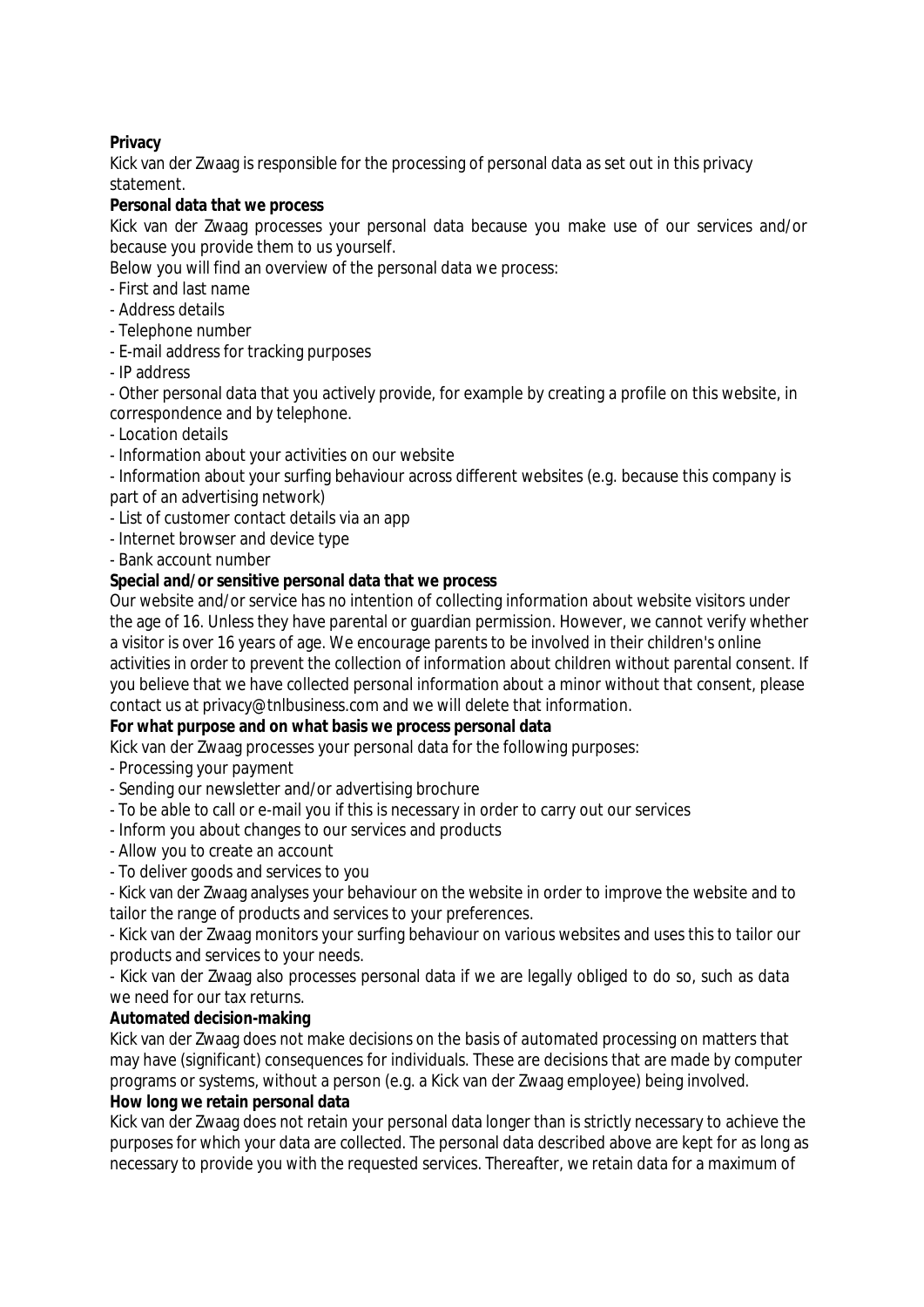**Privacy**

Kick van der Zwaag is responsible for the processing of personal data as set out in this privacy statement.

**Personal data that we process**

Kick van der Zwaag processes your personal data because you make use of our services and/or because you provide them to us yourself.

Below you will find an overview of the personal data we process:

- First and last name
- Address details
- Telephone number
- E-mail address for tracking purposes
- IP address
- Other personal data that you actively provide, for example by creating a profile on this website, in correspondence and by telephone.
- Location details
- Information about your activities on our website
- Information about your surfing behaviour across different websites (e.g. because this company is part of an advertising network)
- List of customer contact details via an app
- Internet browser and device type
- Bank account number

**Special and/or sensitive personal data that we process**

Our website and/or service has no intention of collecting information about website visitors under the age of 16. Unless they have parental or guardian permission. However, we cannot verify whether a visitor is over 16 years of age. We encourage parents to be involved in their children's online activities in order to prevent the collection of information about children without parental consent. If you believe that we have collected personal information about a minor without that consent, please contact us at privacy@tnlbusiness.com and we will delete that information.

**For what purpose and on what basis we process personal data**

Kick van der Zwaag processes your personal data for the following purposes:

- Processing your payment
- Sending our newsletter and/or advertising brochure
- To be able to call or e-mail you if this is necessary in order to carry out our services
- Inform you about changes to our services and products
- Allow you to create an account
- To deliver goods and services to you
- Kick van der Zwaag analyses your behaviour on the website in order to improve the website and to tailor the range of products and services to your preferences.
- Kick van der Zwaag monitors your surfing behaviour on various websites and uses this to tailor our products and services to your needs.
- Kick van der Zwaag also processes personal data if we are legally obliged to do so, such as data we need for our tax returns.

**Automated decision-making**

Kick van der Zwaag does not make decisions on the basis of automated processing on matters that may have (significant) consequences for individuals. These are decisions that are made by computer programs or systems, without a person (e.g. a Kick van der Zwaag employee) being involved.

**How long we retain personal data**

Kick van der Zwaag does not retain your personal data longer than is strictly necessary to achieve the purposes for which your data are collected. The personal data described above are kept for as long as necessary to provide you with the requested services. Thereafter, we retain data for a maximum of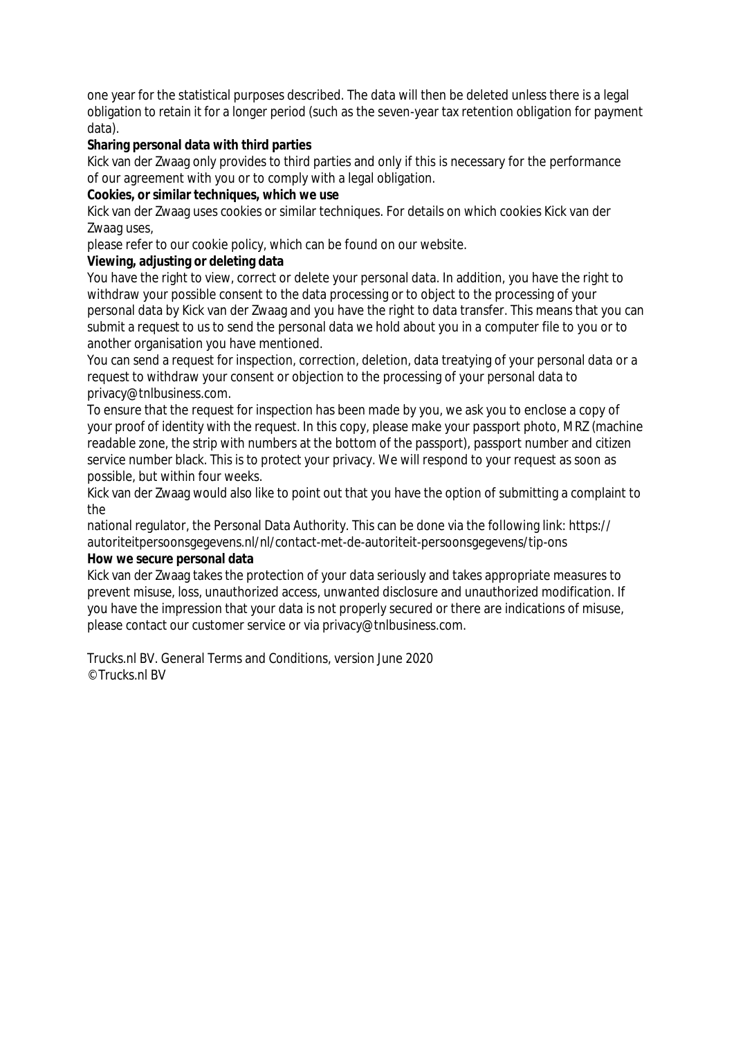one year for the statistical purposes described. The data will then be deleted unless there is a legal obligation to retain it for a longer period (such as the seven-year tax retention obligation for payment data).

**Sharing personal data with third parties**

Kick van der Zwaag only provides to third parties and only if this is necessary for the performance of our agreement with you or to comply with a legal obligation.

**Cookies, or similar techniques, which we use**

Kick van der Zwaag uses cookies or similar techniques. For details on which cookies Kick van der Zwaag uses,
please refer to our cookie policy, which can be found on our website.

**Viewing, adjusting or deleting data**

You have the right to view, correct or delete your personal data. In addition, you have the right to withdraw your possible consent to the data processing or to object to the processing of your personal data by Kick van der Zwaag and you have the right to data transfer. This means that you can submit a request to us to send the personal data we hold about you in a computer file to you or to another organisation you have mentioned.

You can send a request for inspection, correction, deletion, data treatying of your personal data or a request to withdraw your consent or objection to the processing of your personal data to privacy@tnlbusiness.com.

To ensure that the request for inspection has been made by you, we ask you to enclose a copy of your proof of identity with the request. In this copy, please make your passport photo, MRZ (machine readable zone, the strip with numbers at the bottom of the passport), passport number and citizen service number black. This is to protect your privacy. We will respond to your request as soon as possible, but within four weeks.

Kick van der Zwaag would also like to point out that you have the option of submitting a complaint to the
national regulator, the Personal Data Authority. This can be done via the following link: https://autoriteitpersoonsgegevens.nl/nl/contact-met-de-autoriteit-persoonsgegevens/tip-ons

**How we secure personal data**

Kick van der Zwaag takes the protection of your data seriously and takes appropriate measures to prevent misuse, loss, unauthorized access, unwanted disclosure and unauthorized modification. If you have the impression that your data is not properly secured or there are indications of misuse, please contact our customer service or via privacy@tnlbusiness.com.

Trucks.nl BV. General Terms and Conditions, version June 2020
©Trucks.nl BV